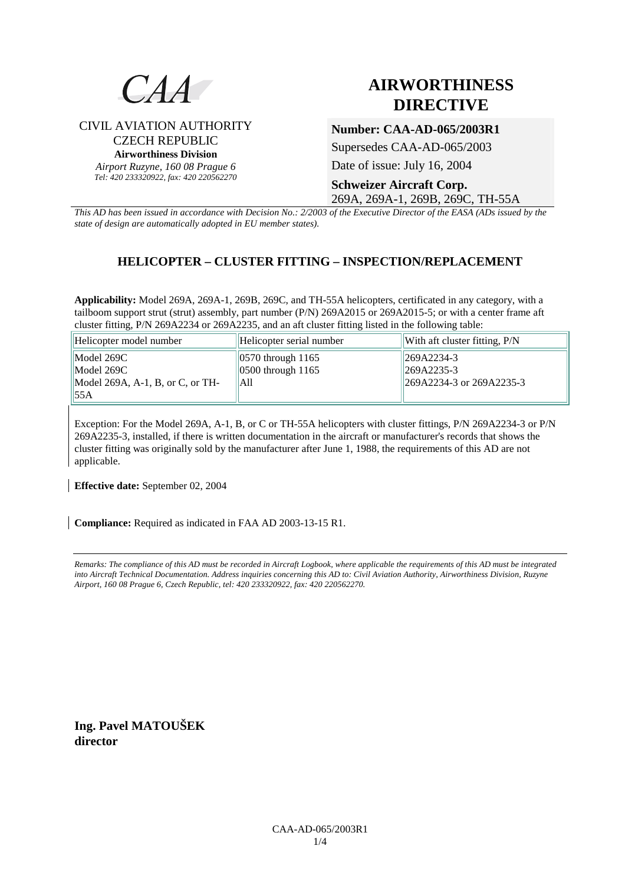CAA

CIVIL AVIATION AUTHORITY
CZECH REPUBLIC
**Airworthiness Division**
*Airport Ruzyne, 160 08 Prague 6*
*Tel: 420 233320922, fax: 420 220562270*

# AIRWORTHINESS DIRECTIVE

**Number: CAA-AD-065/2003R1**

Supersedes CAA-AD-065/2003

Date of issue: July 16, 2004

**Schweizer Aircraft Corp.**
269A, 269A-1, 269B, 269C, TH-55A

*This AD has been issued in accordance with Decision No.: 2/2003 of the Executive Director of the EASA (ADs issued by the state of design are automatically adopted in EU member states).*

## HELICOPTER – CLUSTER FITTING – INSPECTION/REPLACEMENT

**Applicability:** Model 269A, 269A-1, 269B, 269C, and TH-55A helicopters, certificated in any category, with a tailboom support strut (strut) assembly, part number (P/N) 269A2015 or 269A2015-5; or with a center frame aft cluster fitting, P/N 269A2234 or 269A2235, and an aft cluster fitting listed in the following table:

| Helicopter model number | Helicopter serial number | With aft cluster fitting, P/N |
|---|---|---|
| Model 269C | 0570 through 1165 | 269A2234-3 |
| Model 269C | 0500 through 1165 | 269A2235-3 |
| Model 269A, A-1, B, or C, or TH-55A | All | 269A2234-3 or 269A2235-3 |

Exception: For the Model 269A, A-1, B, or C or TH-55A helicopters with cluster fittings, P/N 269A2234-3 or P/N 269A2235-3, installed, if there is written documentation in the aircraft or manufacturer's records that shows the cluster fitting was originally sold by the manufacturer after June 1, 1988, the requirements of this AD are not applicable.

**Effective date:** September 02, 2004

**Compliance:** Required as indicated in FAA AD 2003-13-15 R1.

*Remarks: The compliance of this AD must be recorded in Aircraft Logbook, where applicable the requirements of this AD must be integrated into Aircraft Technical Documentation. Address inquiries concerning this AD to: Civil Aviation Authority, Airworthiness Division, Ruzyne Airport, 160 08 Prague 6, Czech Republic, tel: 420 233320922, fax: 420 220562270.*

**Ing. Pavel MATOUŠEK**
**director**

CAA-AD-065/2003R1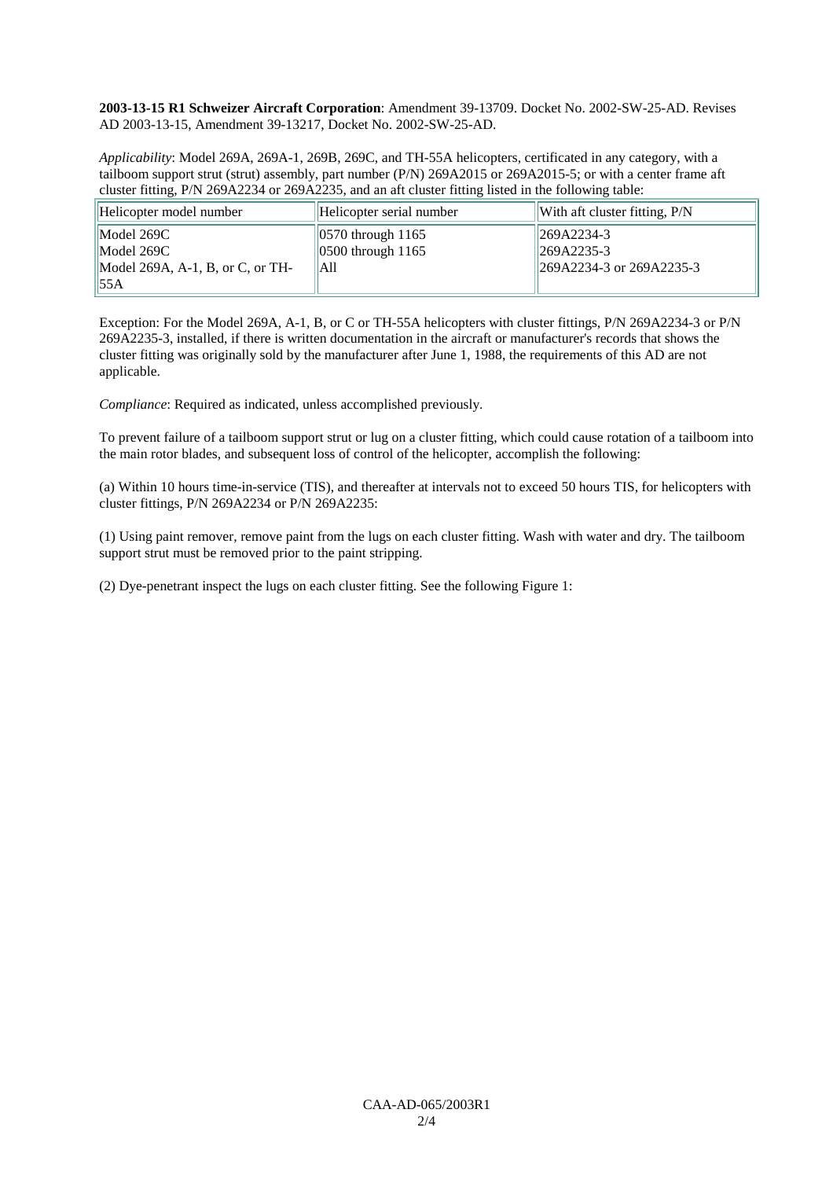**2003-13-15 R1 Schweizer Aircraft Corporation**: Amendment 39-13709. Docket No. 2002-SW-25-AD. Revises AD 2003-13-15, Amendment 39-13217, Docket No. 2002-SW-25-AD.

*Applicability*: Model 269A, 269A-1, 269B, 269C, and TH-55A helicopters, certificated in any category, with a tailboom support strut (strut) assembly, part number (P/N) 269A2015 or 269A2015-5; or with a center frame aft cluster fitting, P/N 269A2234 or 269A2235, and an aft cluster fitting listed in the following table:

| Helicopter model number | Helicopter serial number | With aft cluster fitting, P/N |
|---|---|---|
| Model 269C | 0570 through 1165 | 269A2234-3 |
| Model 269C | 0500 through 1165 | 269A2235-3 |
| Model 269A, A-1, B, or C, or TH-55A | All | 269A2234-3 or 269A2235-3 |

Exception: For the Model 269A, A-1, B, or C or TH-55A helicopters with cluster fittings, P/N 269A2234-3 or P/N 269A2235-3, installed, if there is written documentation in the aircraft or manufacturer's records that shows the cluster fitting was originally sold by the manufacturer after June 1, 1988, the requirements of this AD are not applicable.

*Compliance*: Required as indicated, unless accomplished previously.

To prevent failure of a tailboom support strut or lug on a cluster fitting, which could cause rotation of a tailboom into the main rotor blades, and subsequent loss of control of the helicopter, accomplish the following:

(a) Within 10 hours time-in-service (TIS), and thereafter at intervals not to exceed 50 hours TIS, for helicopters with cluster fittings, P/N 269A2234 or P/N 269A2235:

(1) Using paint remover, remove paint from the lugs on each cluster fitting. Wash with water and dry. The tailboom support strut must be removed prior to the paint stripping.

(2) Dye-penetrant inspect the lugs on each cluster fitting. See the following Figure 1: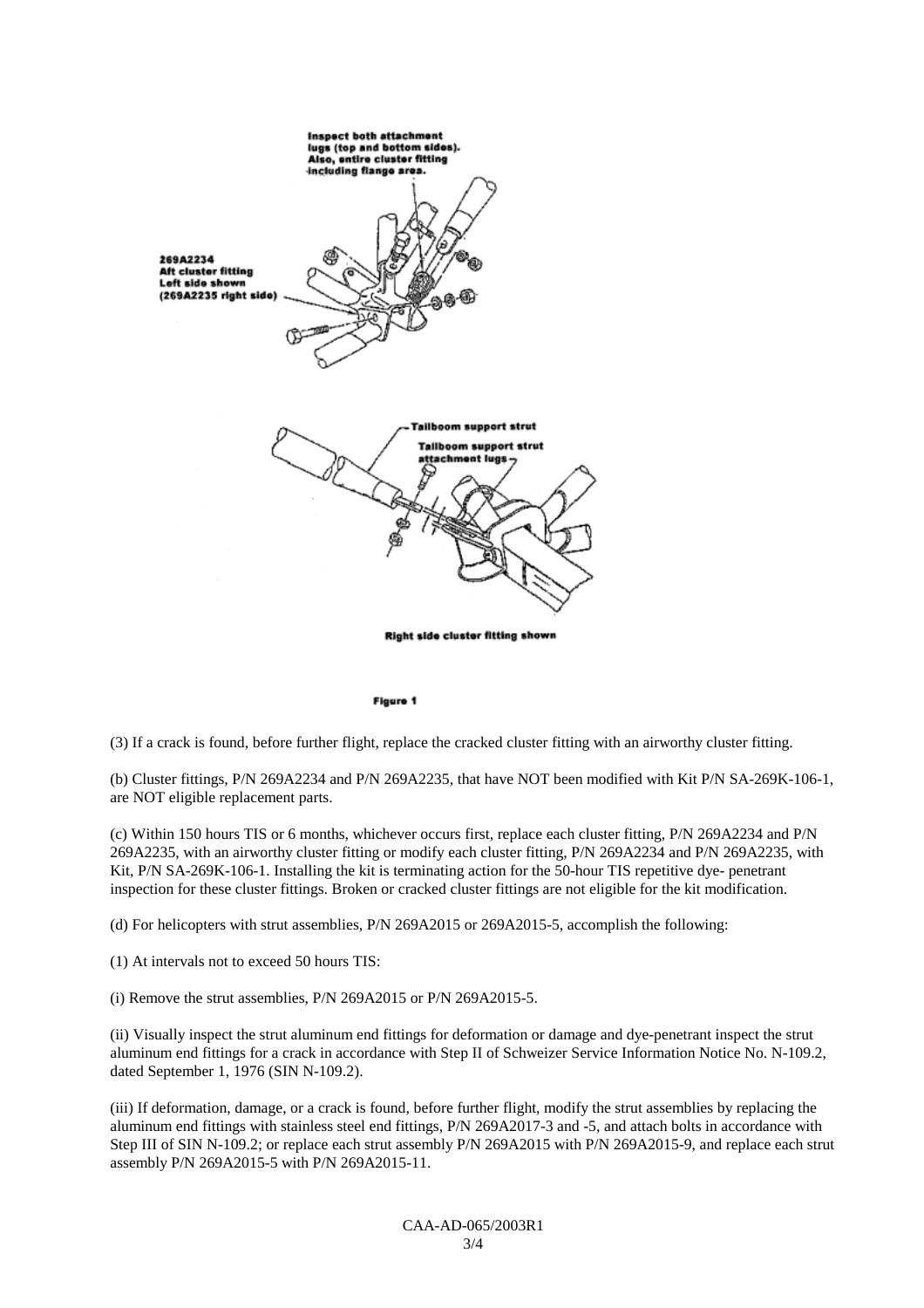Inspect both attachment lugs (top and bottom sides). Also, entire cluster fitting including flange area.

269A2234
Aft cluster fitting
Left side shown
(269A2235 right side)

Tailboom support strut

Tailboom support strut attachment lugs

Right side cluster fitting shown

Figure 1

(3) If a crack is found, before further flight, replace the cracked cluster fitting with an airworthy cluster fitting.

(b) Cluster fittings, P/N 269A2234 and P/N 269A2235, that have NOT been modified with Kit P/N SA-269K-106-1, are NOT eligible replacement parts.

(c) Within 150 hours TIS or 6 months, whichever occurs first, replace each cluster fitting, P/N 269A2234 and P/N 269A2235, with an airworthy cluster fitting or modify each cluster fitting, P/N 269A2234 and P/N 269A2235, with Kit, P/N SA-269K-106-1. Installing the kit is terminating action for the 50-hour TIS repetitive dye- penetrant inspection for these cluster fittings. Broken or cracked cluster fittings are not eligible for the kit modification.

(d) For helicopters with strut assemblies, P/N 269A2015 or 269A2015-5, accomplish the following:

(1) At intervals not to exceed 50 hours TIS:

(i) Remove the strut assemblies, P/N 269A2015 or P/N 269A2015-5.

(ii) Visually inspect the strut aluminum end fittings for deformation or damage and dye-penetrant inspect the strut aluminum end fittings for a crack in accordance with Step II of Schweizer Service Information Notice No. N-109.2, dated September 1, 1976 (SIN N-109.2).

(iii) If deformation, damage, or a crack is found, before further flight, modify the strut assemblies by replacing the aluminum end fittings with stainless steel end fittings, P/N 269A2017-3 and -5, and attach bolts in accordance with Step III of SIN N-109.2; or replace each strut assembly P/N 269A2015 with P/N 269A2015-9, and replace each strut assembly P/N 269A2015-5 with P/N 269A2015-11.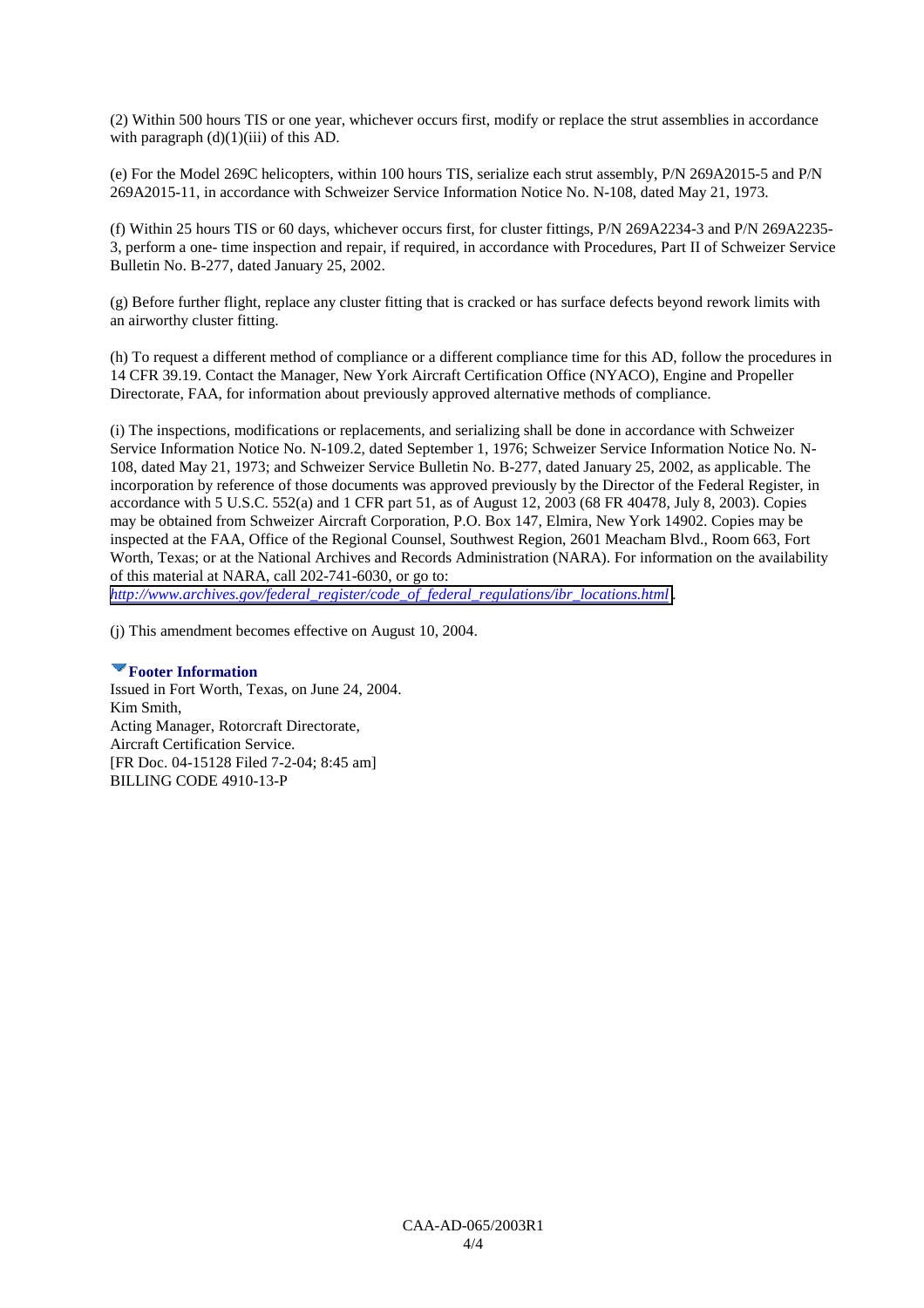(2) Within 500 hours TIS or one year, whichever occurs first, modify or replace the strut assemblies in accordance with paragraph (d)(1)(iii) of this AD.

(e) For the Model 269C helicopters, within 100 hours TIS, serialize each strut assembly, P/N 269A2015-5 and P/N 269A2015-11, in accordance with Schweizer Service Information Notice No. N-108, dated May 21, 1973.

(f) Within 25 hours TIS or 60 days, whichever occurs first, for cluster fittings, P/N 269A2234-3 and P/N 269A2235-3, perform a one- time inspection and repair, if required, in accordance with Procedures, Part II of Schweizer Service Bulletin No. B-277, dated January 25, 2002.

(g) Before further flight, replace any cluster fitting that is cracked or has surface defects beyond rework limits with an airworthy cluster fitting.

(h) To request a different method of compliance or a different compliance time for this AD, follow the procedures in 14 CFR 39.19. Contact the Manager, New York Aircraft Certification Office (NYACO), Engine and Propeller Directorate, FAA, for information about previously approved alternative methods of compliance.

(i) The inspections, modifications or replacements, and serializing shall be done in accordance with Schweizer Service Information Notice No. N-109.2, dated September 1, 1976; Schweizer Service Information Notice No. N-108, dated May 21, 1973; and Schweizer Service Bulletin No. B-277, dated January 25, 2002, as applicable. The incorporation by reference of those documents was approved previously by the Director of the Federal Register, in accordance with 5 U.S.C. 552(a) and 1 CFR part 51, as of August 12, 2003 (68 FR 40478, July 8, 2003). Copies may be obtained from Schweizer Aircraft Corporation, P.O. Box 147, Elmira, New York 14902. Copies may be inspected at the FAA, Office of the Regional Counsel, Southwest Region, 2601 Meacham Blvd., Room 663, Fort Worth, Texas; or at the National Archives and Records Administration (NARA). For information on the availability of this material at NARA, call 202-741-6030, or go to: *http://www.archives.gov/federal_register/code_of_federal_regulations/ibr_locations.html*.

(j) This amendment becomes effective on August 10, 2004.

**Footer Information**

Issued in Fort Worth, Texas, on June 24, 2004.
Kim Smith,
Acting Manager, Rotorcraft Directorate,
Aircraft Certification Service.
[FR Doc. 04-15128 Filed 7-2-04; 8:45 am]
BILLING CODE 4910-13-P